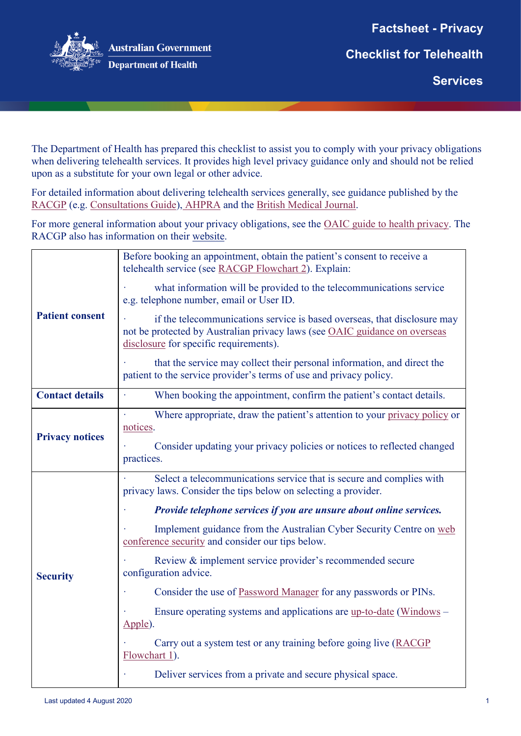Australian Government
Department of Health

# Factsheet - Privacy Checklist for Telehealth Services

The Department of Health has prepared this checklist to assist you to comply with your privacy obligations when delivering telehealth services. It provides high level privacy guidance only and should not be relied upon as a substitute for your own legal or other advice.

For detailed information about delivering telehealth services generally, see guidance published by the RACGP (e.g. Consultations Guide), AHPRA and the British Medical Journal.

For more general information about your privacy obligations, see the OAIC guide to health privacy. The RACGP also has information on their website.

| | |
|---|---|
| **Patient consent** | Before booking an appointment, obtain the patient's consent to receive a telehealth service (see RACGP Flowchart 2). Explain:<br>· what information will be provided to the telecommunications service e.g. telephone number, email or User ID.<br>· if the telecommunications service is based overseas, that disclosure may not be protected by Australian privacy laws (see OAIC guidance on overseas disclosure for specific requirements).<br>· that the service may collect their personal information, and direct the patient to the service provider's terms of use and privacy policy. |
| **Contact details** | · When booking the appointment, confirm the patient's contact details. |
| **Privacy notices** | · Where appropriate, draw the patient's attention to your privacy policy or notices.<br>· Consider updating your privacy policies or notices to reflected changed practices. |
| **Security** | · Select a telecommunications service that is secure and complies with privacy laws. Consider the tips below on selecting a provider.<br>· ***Provide telephone services if you are unsure about online services.***<br>· Implement guidance from the Australian Cyber Security Centre on web conference security and consider our tips below.<br>· Review & implement service provider's recommended secure configuration advice.<br>· Consider the use of Password Manager for any passwords or PINs.<br>· Ensure operating systems and applications are up-to-date (Windows – Apple).<br>· Carry out a system test or any training before going live (RACGP Flowchart 1).<br>· Deliver services from a private and secure physical space. |

Last updated 4 August 2020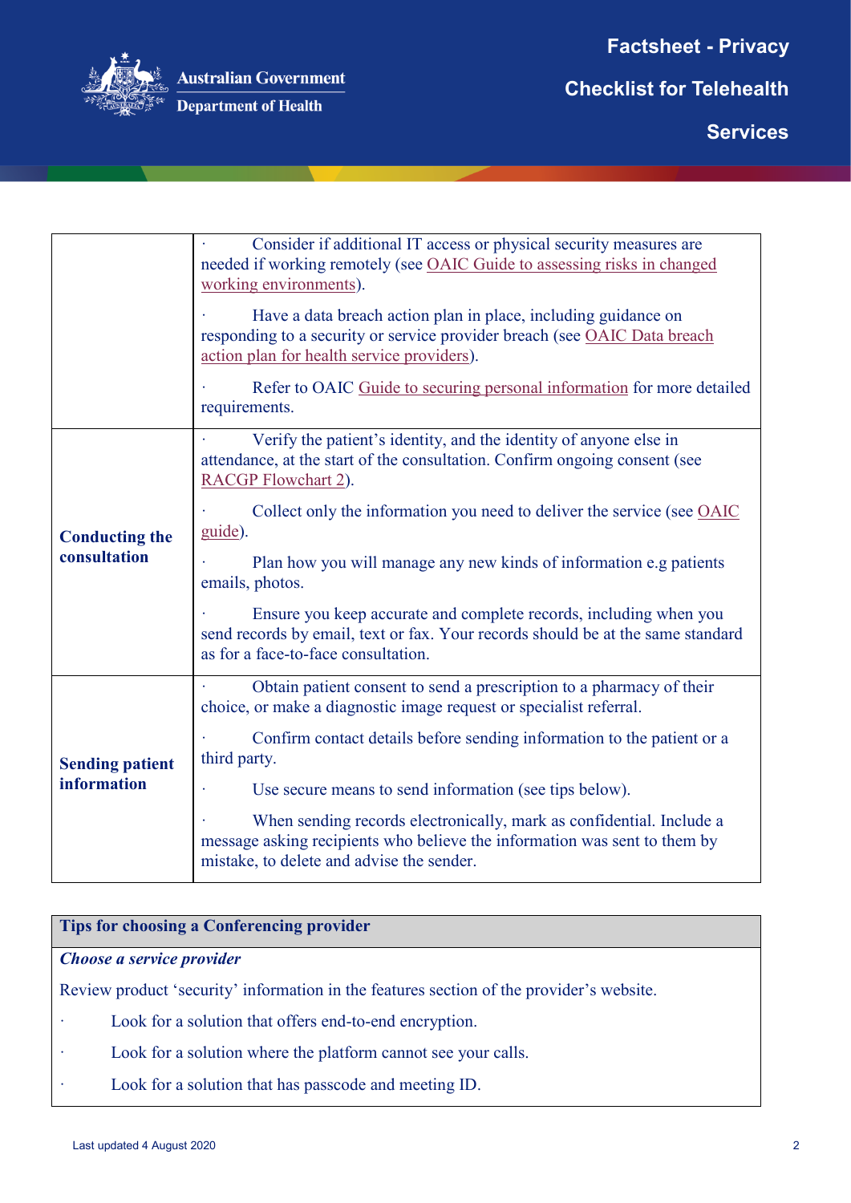| | |
|---|---|
| | · Consider if additional IT access or physical security measures are needed if working remotely (see OAIC Guide to assessing risks in changed working environments).<br><br>· Have a data breach action plan in place, including guidance on responding to a security or service provider breach (see OAIC Data breach action plan for health service providers).<br><br>· Refer to OAIC Guide to securing personal information for more detailed requirements. |
| **Conducting the consultation** | · Verify the patient's identity, and the identity of anyone else in attendance, at the start of the consultation. Confirm ongoing consent (see RACGP Flowchart 2).<br><br>· Collect only the information you need to deliver the service (see OAIC guide).<br><br>· Plan how you will manage any new kinds of information e.g patients emails, photos.<br><br>· Ensure you keep accurate and complete records, including when you send records by email, text or fax. Your records should be at the same standard as for a face-to-face consultation. |
| **Sending patient information** | · Obtain patient consent to send a prescription to a pharmacy of their choice, or make a diagnostic image request or specialist referral.<br><br>· Confirm contact details before sending information to the patient or a third party.<br><br>· Use secure means to send information (see tips below).<br><br>· When sending records electronically, mark as confidential. Include a message asking recipients who believe the information was sent to them by mistake, to delete and advise the sender. |

| **Tips for choosing a Conferencing provider** |
|---|
| ***Choose a service provider***<br><br>Review product 'security' information in the features section of the provider's website.<br><br>· Look for a solution that offers end-to-end encryption.<br><br>· Look for a solution where the platform cannot see your calls.<br><br>· Look for a solution that has passcode and meeting ID. |

Last updated 4 August 2020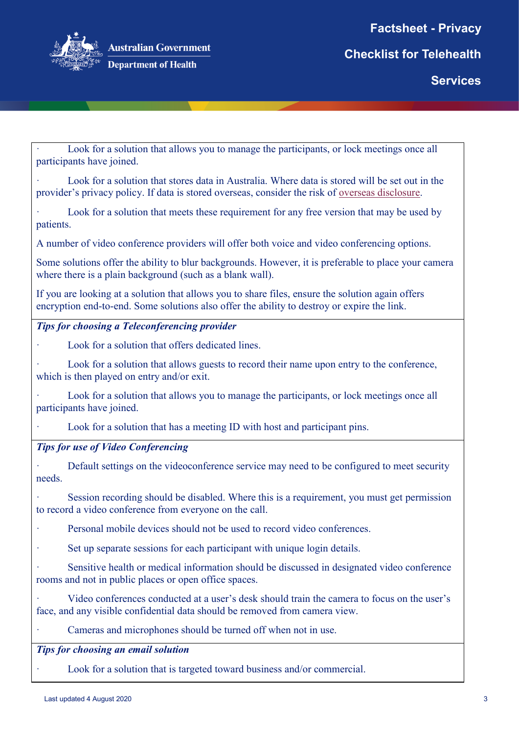- Look for a solution that allows you to manage the participants, or lock meetings once all participants have joined.
- Look for a solution that stores data in Australia. Where data is stored will be set out in the provider's privacy policy. If data is stored overseas, consider the risk of overseas disclosure.
- Look for a solution that meets these requirement for any free version that may be used by patients.

A number of video conference providers will offer both voice and video conferencing options.

Some solutions offer the ability to blur backgrounds. However, it is preferable to place your camera where there is a plain background (such as a blank wall).

If you are looking at a solution that allows you to share files, ensure the solution again offers encryption end-to-end. Some solutions also offer the ability to destroy or expire the link.

***Tips for choosing a Teleconferencing provider***

- Look for a solution that offers dedicated lines.
- Look for a solution that allows guests to record their name upon entry to the conference, which is then played on entry and/or exit.
- Look for a solution that allows you to manage the participants, or lock meetings once all participants have joined.
- Look for a solution that has a meeting ID with host and participant pins.

***Tips for use of Video Conferencing***

- Default settings on the videoconference service may need to be configured to meet security needs.
- Session recording should be disabled. Where this is a requirement, you must get permission to record a video conference from everyone on the call.
- Personal mobile devices should not be used to record video conferences.
- Set up separate sessions for each participant with unique login details.
- Sensitive health or medical information should be discussed in designated video conference rooms and not in public places or open office spaces.
- Video conferences conducted at a user's desk should train the camera to focus on the user's face, and any visible confidential data should be removed from camera view.
- Cameras and microphones should be turned off when not in use.

***Tips for choosing an email solution***

- Look for a solution that is targeted toward business and/or commercial.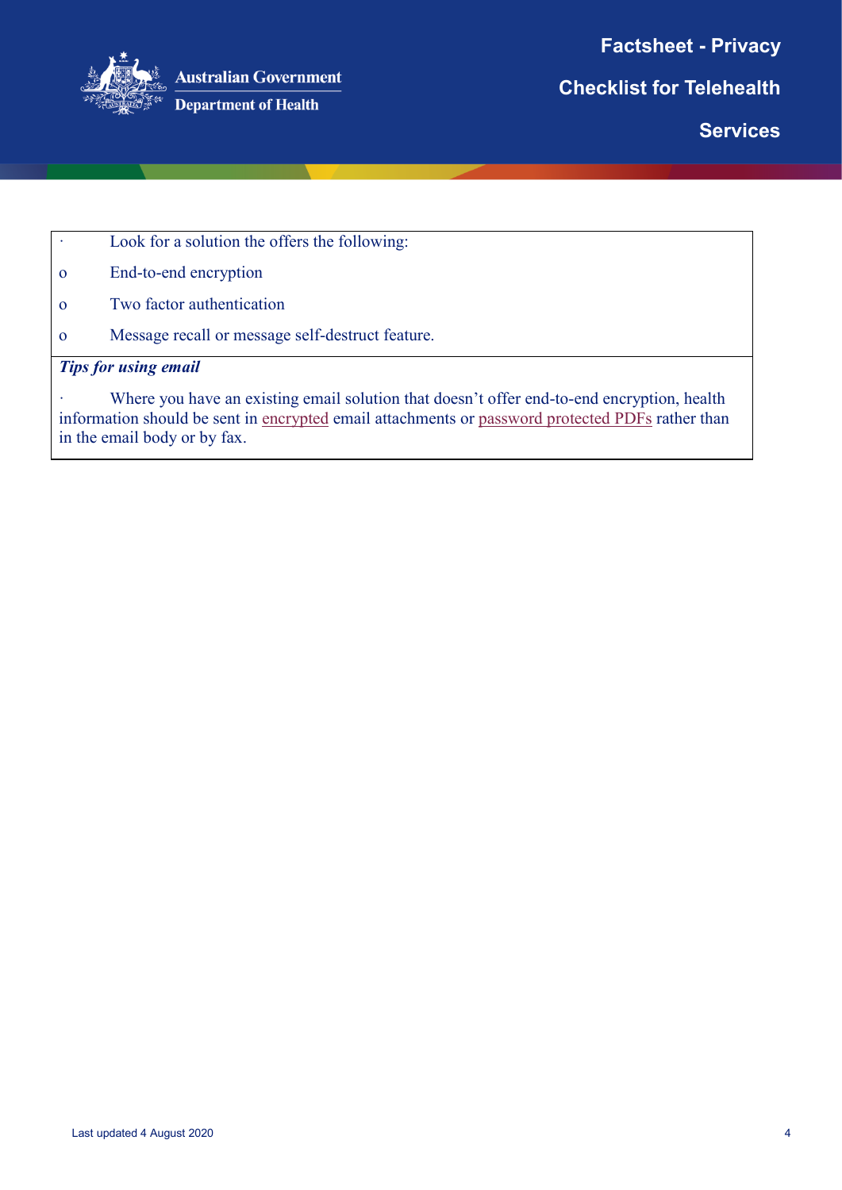- Look for a solution the offers the following:
  - End-to-end encryption
  - Two factor authentication
  - Message recall or message self-destruct feature.

***Tips for using email***

- Where you have an existing email solution that doesn't offer end-to-end encryption, health information should be sent in encrypted email attachments or password protected PDFs rather than in the email body or by fax.